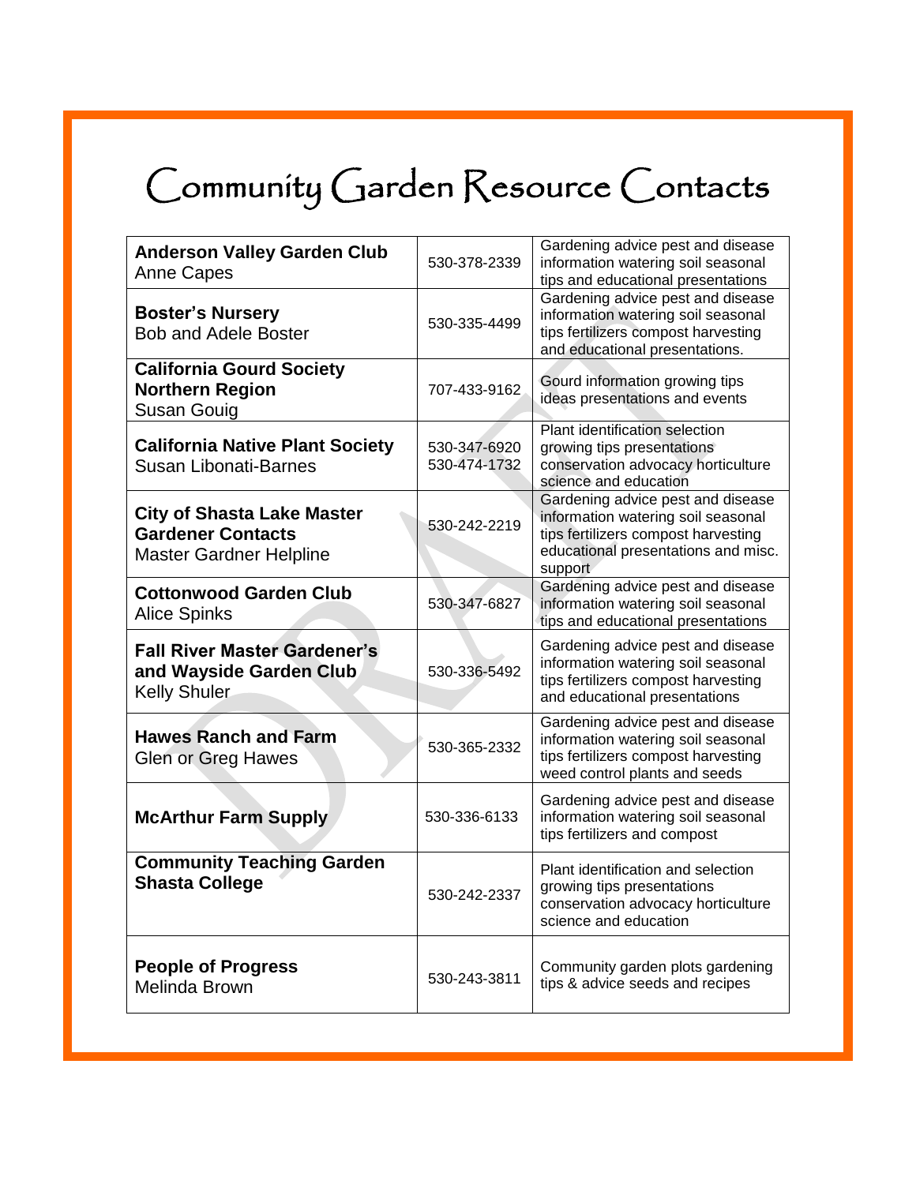# Community Garden Resource Contacts

| Organization / Contact | Phone | Services |
| --- | --- | --- |
| **Anderson Valley Garden Club** Anne Capes | 530-378-2339 | Gardening advice pest and disease information watering soil seasonal tips and educational presentations |
| **Boster's Nursery** Bob and Adele Boster | 530-335-4499 | Gardening advice pest and disease information watering soil seasonal tips fertilizers compost harvesting and educational presentations. |
| **California Gourd Society Northern Region** Susan Gouig | 707-433-9162 | Gourd information growing tips ideas presentations and events |
| **California Native Plant Society** Susan Libonati-Barnes | 530-347-6920 530-474-1732 | Plant identification selection growing tips presentations conservation advocacy horticulture science and education |
| **City of Shasta Lake Master Gardener Contacts** Master Gardner Helpline | 530-242-2219 | Gardening advice pest and disease information watering soil seasonal tips fertilizers compost harvesting educational presentations and misc. support |
| **Cottonwood Garden Club** Alice Spinks | 530-347-6827 | Gardening advice pest and disease information watering soil seasonal tips and educational presentations |
| **Fall River Master Gardener's and Wayside Garden Club** Kelly Shuler | 530-336-5492 | Gardening advice pest and disease information watering soil seasonal tips fertilizers compost harvesting and educational presentations |
| **Hawes Ranch and Farm** Glen or Greg Hawes | 530-365-2332 | Gardening advice pest and disease information watering soil seasonal tips fertilizers compost harvesting weed control plants and seeds |
| **McArthur Farm Supply** | 530-336-6133 | Gardening advice pest and disease information watering soil seasonal tips fertilizers and compost |
| **Community Teaching Garden Shasta College** | 530-242-2337 | Plant identification and selection growing tips presentations conservation advocacy horticulture science and education |
| **People of Progress** Melinda Brown | 530-243-3811 | Community garden plots gardening tips & advice seeds and recipes |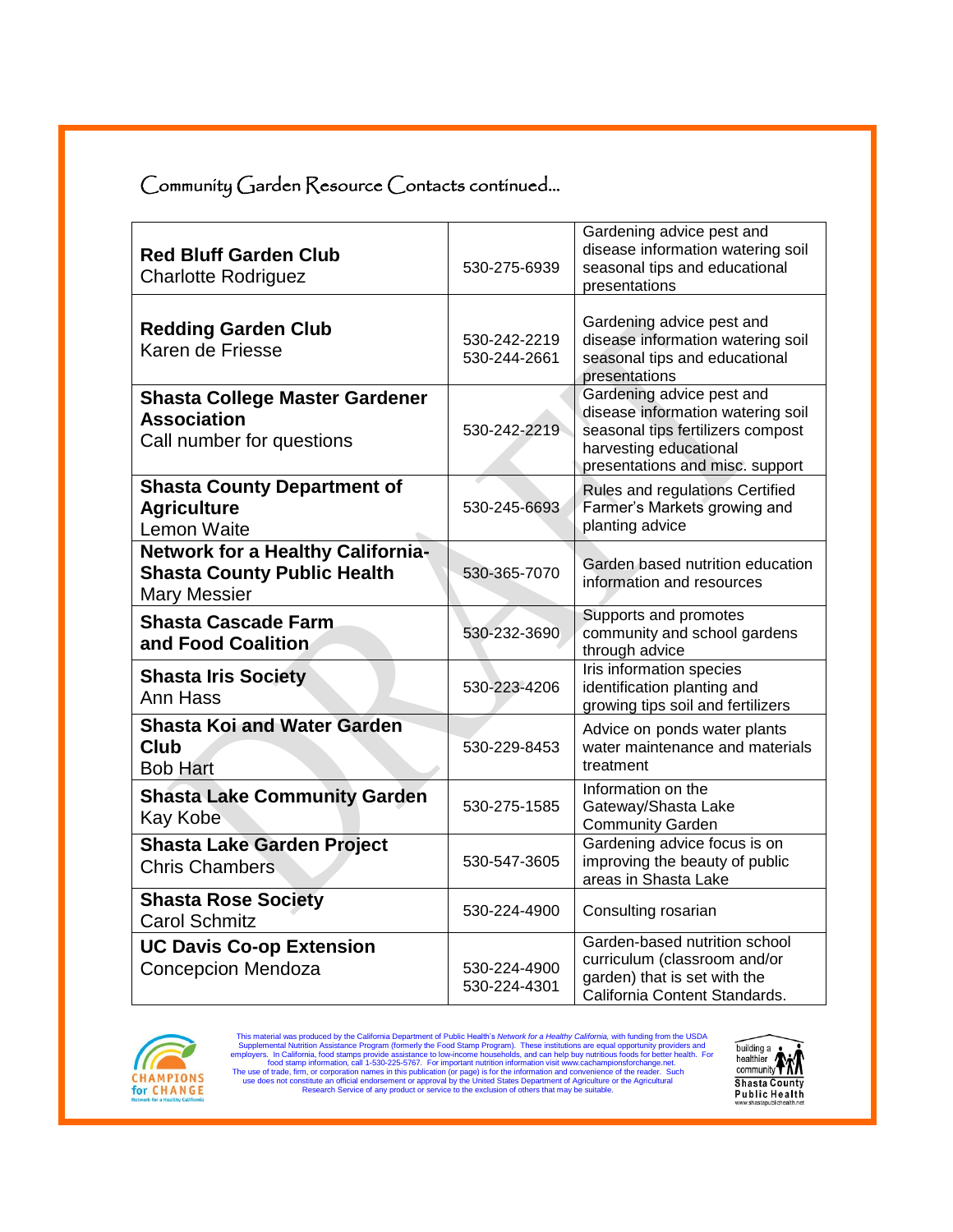Community Garden Resource Contacts continued…

| | | |
|---|---|---|
| **Red Bluff Garden Club** Charlotte Rodriguez | 530-275-6939 | Gardening advice pest and disease information watering soil seasonal tips and educational presentations |
| **Redding Garden Club** Karen de Friesse | 530-242-2219 530-244-2661 | Gardening advice pest and disease information watering soil seasonal tips and educational presentations |
| **Shasta College Master Gardener Association** Call number for questions | 530-242-2219 | Gardening advice pest and disease information watering soil seasonal tips fertilizers compost harvesting educational presentations and misc. support |
| **Shasta County Department of Agriculture** Lemon Waite | 530-245-6693 | Rules and regulations Certified Farmer's Markets growing and planting advice |
| **Network for a Healthy California-Shasta County Public Health** Mary Messier | 530-365-7070 | Garden based nutrition education information and resources |
| **Shasta Cascade Farm and Food Coalition** | 530-232-3690 | Supports and promotes community and school gardens through advice |
| **Shasta Iris Society** Ann Hass | 530-223-4206 | Iris information species identification planting and growing tips soil and fertilizers |
| **Shasta Koi and Water Garden Club** Bob Hart | 530-229-8453 | Advice on ponds water plants water maintenance and materials treatment |
| **Shasta Lake Community Garden** Kay Kobe | 530-275-1585 | Information on the Gateway/Shasta Lake Community Garden |
| **Shasta Lake Garden Project** Chris Chambers | 530-547-3605 | Gardening advice focus is on improving the beauty of public areas in Shasta Lake |
| **Shasta Rose Society** Carol Schmitz | 530-224-4900 | Consulting rosarian |
| **UC Davis Co-op Extension** Concepcion Mendoza | 530-224-4900 530-224-4301 | Garden-based nutrition school curriculum (classroom and/or garden) that is set with the California Content Standards. |

This material was produced by the California Department of Public Health's *Network for a Healthy California*, with funding from the USDA Supplemental Nutrition Assistance Program (formerly the Food Stamp Program). These institutions are equal opportunity providers and employers. In California, food stamps provide assistance to low-income households, and can help buy nutritious foods for better health. For food stamp information, call 1-530-225-5767. For important nutrition information visit www.cachampionsforchange.net. The use of trade, firm, or corporation names in this publication (or page) is for the information and convenience of the reader. Such use does not constitute an official endorsement or approval by the United States Department of Agriculture or the Agricultural Research Service of any product or service to the exclusion of others that may be suitable.